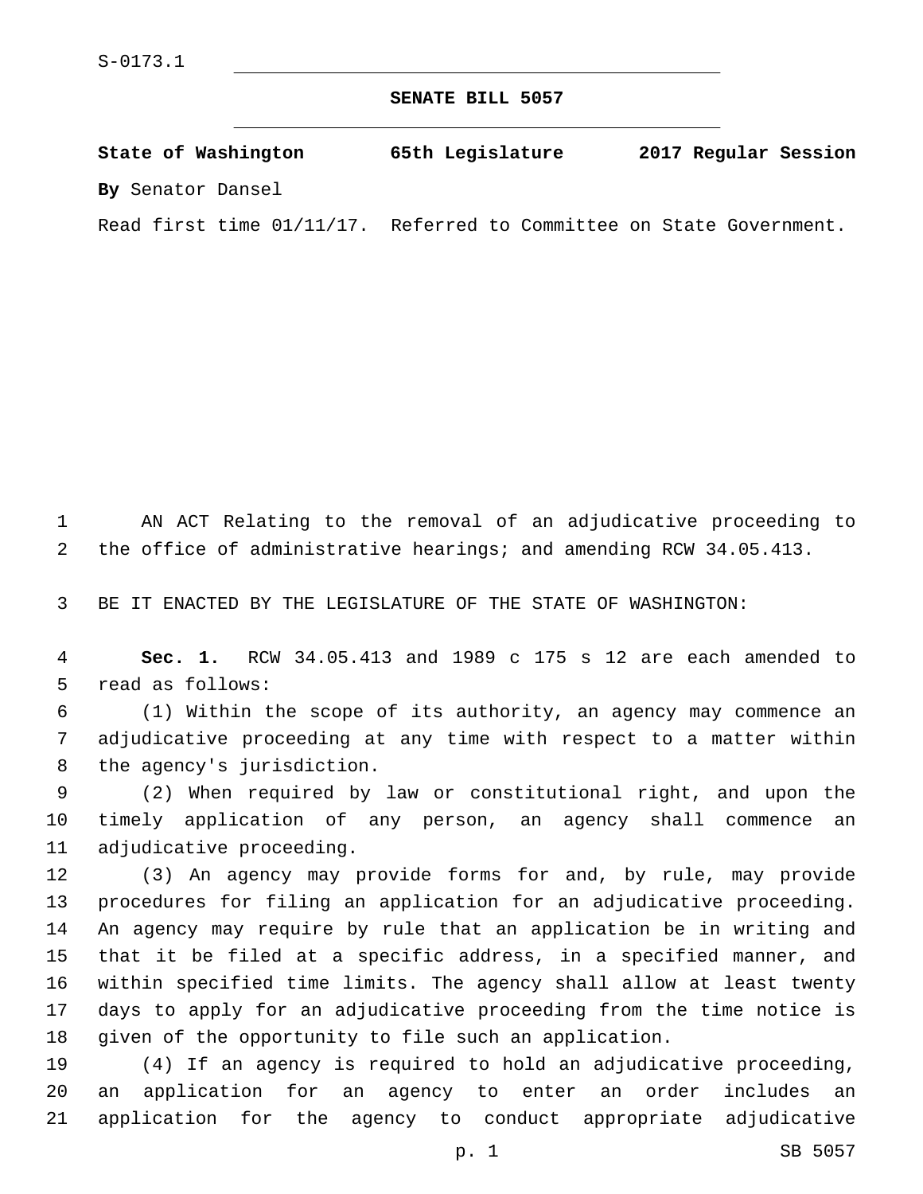S-0173.1

# SENATE BILL 5057

**State of Washington 65th Legislature 2017 Regular Session**

**By** Senator Dansel

Read first time 01/11/17. Referred to Committee on State Government.

AN ACT Relating to the removal of an adjudicative proceeding to the office of administrative hearings; and amending RCW 34.05.413.

BE IT ENACTED BY THE LEGISLATURE OF THE STATE OF WASHINGTON:

**Sec. 1.** RCW 34.05.413 and 1989 c 175 s 12 are each amended to read as follows:

(1) Within the scope of its authority, an agency may commence an adjudicative proceeding at any time with respect to a matter within the agency's jurisdiction.

(2) When required by law or constitutional right, and upon the timely application of any person, an agency shall commence an adjudicative proceeding.

(3) An agency may provide forms for and, by rule, may provide procedures for filing an application for an adjudicative proceeding. An agency may require by rule that an application be in writing and that it be filed at a specific address, in a specified manner, and within specified time limits. The agency shall allow at least twenty days to apply for an adjudicative proceeding from the time notice is given of the opportunity to file such an application.

(4) If an agency is required to hold an adjudicative proceeding, an application for an agency to enter an order includes an application for the agency to conduct appropriate adjudicative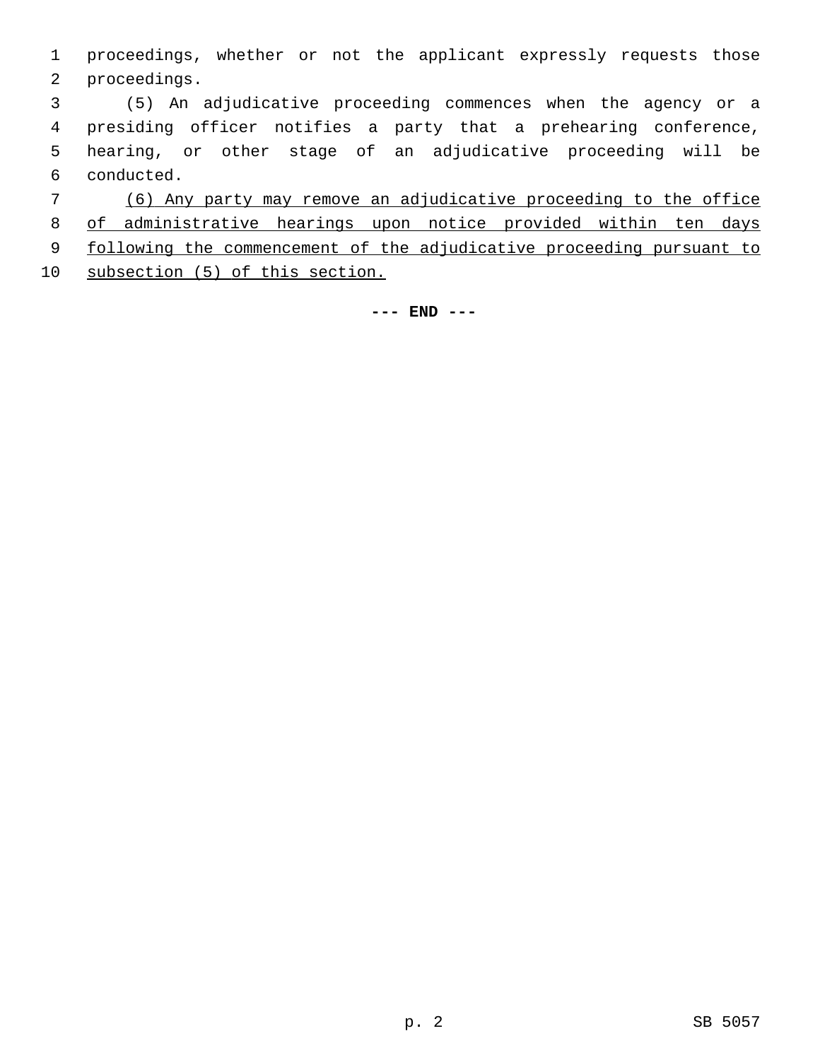proceedings, whether or not the applicant expressly requests those proceedings.

(5) An adjudicative proceeding commences when the agency or a presiding officer notifies a party that a prehearing conference, hearing, or other stage of an adjudicative proceeding will be conducted.

<u>(6) Any party may remove an adjudicative proceeding to the office of administrative hearings upon notice provided within ten days following the commencement of the adjudicative proceeding pursuant to subsection (5) of this section.</u>

**--- END ---**